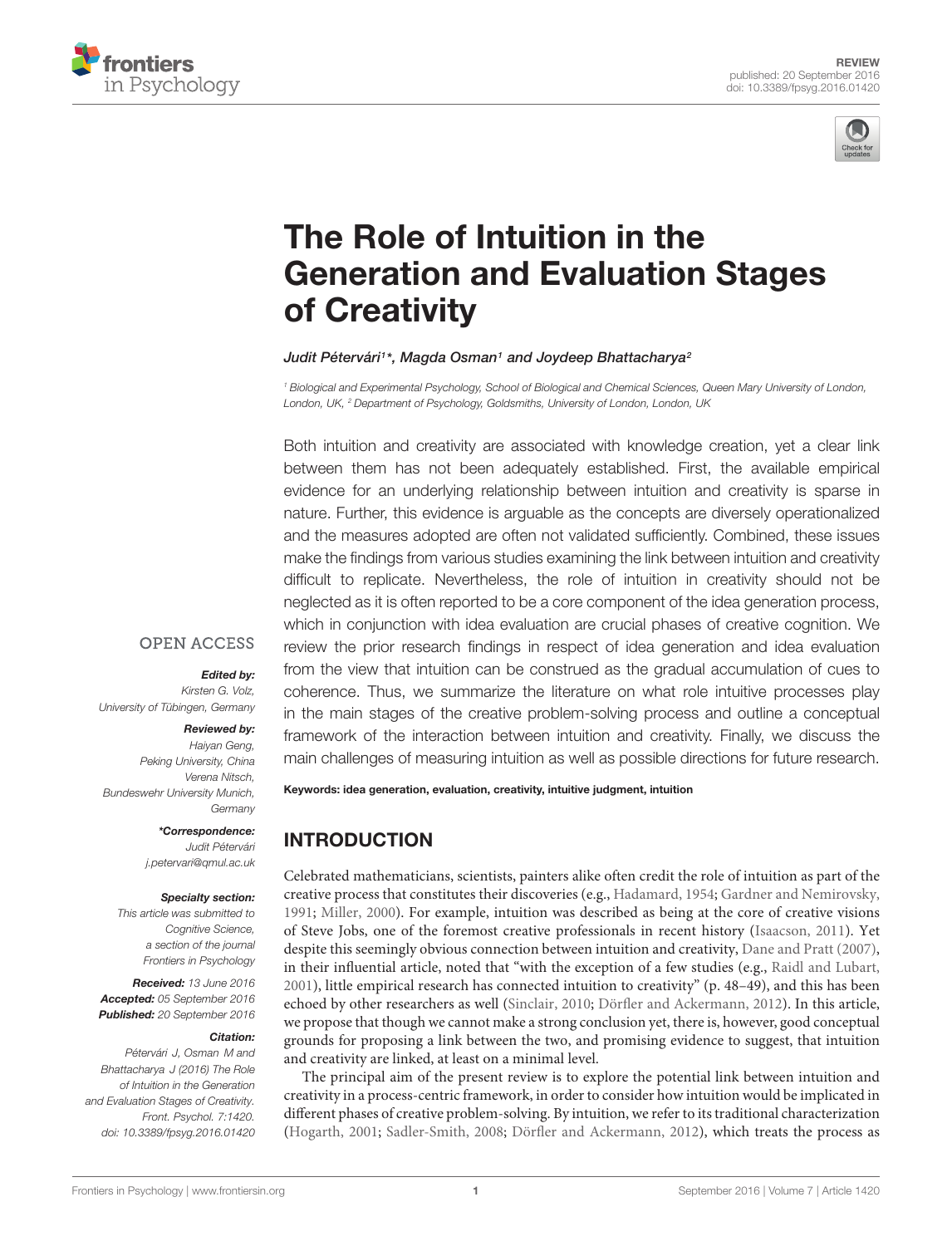REVIEW
published: 20 September 2016
doi: 10.3389/fpsyg.2016.01420

# The Role of Intuition in the Generation and Evaluation Stages of Creativity

*Judit Pétervári[1]\*, Magda Osman[1] and Joydeep Bhattacharya[2]*

[1] Biological and Experimental Psychology, School of Biological and Chemical Sciences, Queen Mary University of London, London, UK, [2] Department of Psychology, Goldsmiths, University of London, London, UK

Both intuition and creativity are associated with knowledge creation, yet a clear link between them has not been adequately established. First, the available empirical evidence for an underlying relationship between intuition and creativity is sparse in nature. Further, this evidence is arguable as the concepts are diversely operationalized and the measures adopted are often not validated sufficiently. Combined, these issues make the findings from various studies examining the link between intuition and creativity difficult to replicate. Nevertheless, the role of intuition in creativity should not be neglected as it is often reported to be a core component of the idea generation process, which in conjunction with idea evaluation are crucial phases of creative cognition. We review the prior research findings in respect of idea generation and idea evaluation from the view that intuition can be construed as the gradual accumulation of cues to coherence. Thus, we summarize the literature on what role intuitive processes play in the main stages of the creative problem-solving process and outline a conceptual framework of the interaction between intuition and creativity. Finally, we discuss the main challenges of measuring intuition as well as possible directions for future research.

**Keywords:** idea generation, evaluation, creativity, intuitive judgment, intuition

OPEN ACCESS

***Edited by:***
Kirsten G. Volz,
University of Tübingen, Germany

***Reviewed by:***
Haiyan Geng,
Peking University, China
Verena Nitsch,
Bundeswehr University Munich,
Germany

***\*Correspondence:***
Judit Pétervári
j.petervari@qmul.ac.uk

***Specialty section:***
This article was submitted to Cognitive Science, a section of the journal Frontiers in Psychology

***Received:*** 13 June 2016
***Accepted:*** 05 September 2016
***Published:*** 20 September 2016

***Citation:***
Pétervári J, Osman M and Bhattacharya J (2016) The Role of Intuition in the Generation and Evaluation Stages of Creativity. Front. Psychol. 7:1420. doi: 10.3389/fpsyg.2016.01420

## INTRODUCTION

Celebrated mathematicians, scientists, painters alike often credit the role of intuition as part of the creative process that constitutes their discoveries (e.g., Hadamard, 1954; Gardner and Nemirovsky, 1991; Miller, 2000). For example, intuition was described as being at the core of creative visions of Steve Jobs, one of the foremost creative professionals in recent history (Isaacson, 2011). Yet despite this seemingly obvious connection between intuition and creativity, Dane and Pratt (2007), in their influential article, noted that "with the exception of a few studies (e.g., Raidl and Lubart, 2001), little empirical research has connected intuition to creativity" (p. 48–49), and this has been echoed by other researchers as well (Sinclair, 2010; Dörfler and Ackermann, 2012). In this article, we propose that though we cannot make a strong conclusion yet, there is, however, good conceptual grounds for proposing a link between the two, and promising evidence to suggest, that intuition and creativity are linked, at least on a minimal level.

The principal aim of the present review is to explore the potential link between intuition and creativity in a process-centric framework, in order to consider how intuition would be implicated in different phases of creative problem-solving. By intuition, we refer to its traditional characterization (Hogarth, 2001; Sadler-Smith, 2008; Dörfler and Ackermann, 2012), which treats the process as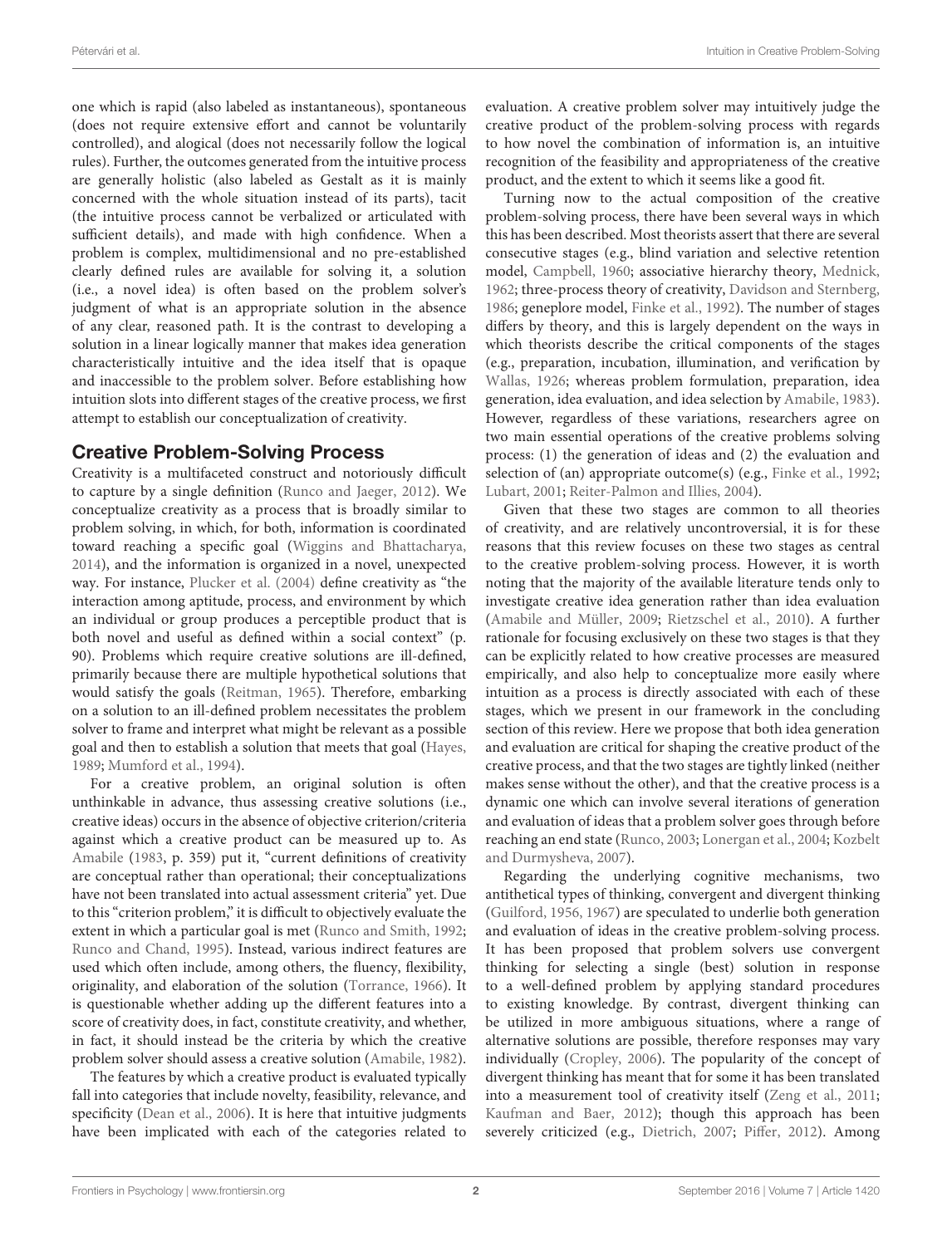one which is rapid (also labeled as instantaneous), spontaneous (does not require extensive effort and cannot be voluntarily controlled), and alogical (does not necessarily follow the logical rules). Further, the outcomes generated from the intuitive process are generally holistic (also labeled as Gestalt as it is mainly concerned with the whole situation instead of its parts), tacit (the intuitive process cannot be verbalized or articulated with sufficient details), and made with high confidence. When a problem is complex, multidimensional and no pre-established clearly defined rules are available for solving it, a solution (i.e., a novel idea) is often based on the problem solver's judgment of what is an appropriate solution in the absence of any clear, reasoned path. It is the contrast to developing a solution in a linear logically manner that makes idea generation characteristically intuitive and the idea itself that is opaque and inaccessible to the problem solver. Before establishing how intuition slots into different stages of the creative process, we first attempt to establish our conceptualization of creativity.

## Creative Problem-Solving Process

Creativity is a multifaceted construct and notoriously difficult to capture by a single definition (Runco and Jaeger, 2012). We conceptualize creativity as a process that is broadly similar to problem solving, in which, for both, information is coordinated toward reaching a specific goal (Wiggins and Bhattacharya, 2014), and the information is organized in a novel, unexpected way. For instance, Plucker et al. (2004) define creativity as "the interaction among aptitude, process, and environment by which an individual or group produces a perceptible product that is both novel and useful as defined within a social context" (p. 90). Problems which require creative solutions are ill-defined, primarily because there are multiple hypothetical solutions that would satisfy the goals (Reitman, 1965). Therefore, embarking on a solution to an ill-defined problem necessitates the problem solver to frame and interpret what might be relevant as a possible goal and then to establish a solution that meets that goal (Hayes, 1989; Mumford et al., 1994).

For a creative problem, an original solution is often unthinkable in advance, thus assessing creative solutions (i.e., creative ideas) occurs in the absence of objective criterion/criteria against which a creative product can be measured up to. As Amabile (1983, p. 359) put it, "current definitions of creativity are conceptual rather than operational; their conceptualizations have not been translated into actual assessment criteria" yet. Due to this "criterion problem," it is difficult to objectively evaluate the extent in which a particular goal is met (Runco and Smith, 1992; Runco and Chand, 1995). Instead, various indirect features are used which often include, among others, the fluency, flexibility, originality, and elaboration of the solution (Torrance, 1966). It is questionable whether adding up the different features into a score of creativity does, in fact, constitute creativity, and whether, in fact, it should instead be the criteria by which the creative problem solver should assess a creative solution (Amabile, 1982).

The features by which a creative product is evaluated typically fall into categories that include novelty, feasibility, relevance, and specificity (Dean et al., 2006). It is here that intuitive judgments have been implicated with each of the categories related to evaluation. A creative problem solver may intuitively judge the creative product of the problem-solving process with regards to how novel the combination of information is, an intuitive recognition of the feasibility and appropriateness of the creative product, and the extent to which it seems like a good fit.

Turning now to the actual composition of the creative problem-solving process, there have been several ways in which this has been described. Most theorists assert that there are several consecutive stages (e.g., blind variation and selective retention model, Campbell, 1960; associative hierarchy theory, Mednick, 1962; three-process theory of creativity, Davidson and Sternberg, 1986; geneplore model, Finke et al., 1992). The number of stages differs by theory, and this is largely dependent on the ways in which theorists describe the critical components of the stages (e.g., preparation, incubation, illumination, and verification by Wallas, 1926; whereas problem formulation, preparation, idea generation, idea evaluation, and idea selection by Amabile, 1983). However, regardless of these variations, researchers agree on two main essential operations of the creative problems solving process: (1) the generation of ideas and (2) the evaluation and selection of (an) appropriate outcome(s) (e.g., Finke et al., 1992; Lubart, 2001; Reiter-Palmon and Illies, 2004).

Given that these two stages are common to all theories of creativity, and are relatively uncontroversial, it is for these reasons that this review focuses on these two stages as central to the creative problem-solving process. However, it is worth noting that the majority of the available literature tends only to investigate creative idea generation rather than idea evaluation (Amabile and Müller, 2009; Rietzschel et al., 2010). A further rationale for focusing exclusively on these two stages is that they can be explicitly related to how creative processes are measured empirically, and also help to conceptualize more easily where intuition as a process is directly associated with each of these stages, which we present in our framework in the concluding section of this review. Here we propose that both idea generation and evaluation are critical for shaping the creative product of the creative process, and that the two stages are tightly linked (neither makes sense without the other), and that the creative process is a dynamic one which can involve several iterations of generation and evaluation of ideas that a problem solver goes through before reaching an end state (Runco, 2003; Lonergan et al., 2004; Kozbelt and Durmysheva, 2007).

Regarding the underlying cognitive mechanisms, two antithetical types of thinking, convergent and divergent thinking (Guilford, 1956, 1967) are speculated to underlie both generation and evaluation of ideas in the creative problem-solving process. It has been proposed that problem solvers use convergent thinking for selecting a single (best) solution in response to a well-defined problem by applying standard procedures to existing knowledge. By contrast, divergent thinking can be utilized in more ambiguous situations, where a range of alternative solutions are possible, therefore responses may vary individually (Cropley, 2006). The popularity of the concept of divergent thinking has meant that for some it has been translated into a measurement tool of creativity itself (Zeng et al., 2011; Kaufman and Baer, 2012); though this approach has been severely criticized (e.g., Dietrich, 2007; Piffer, 2012). Among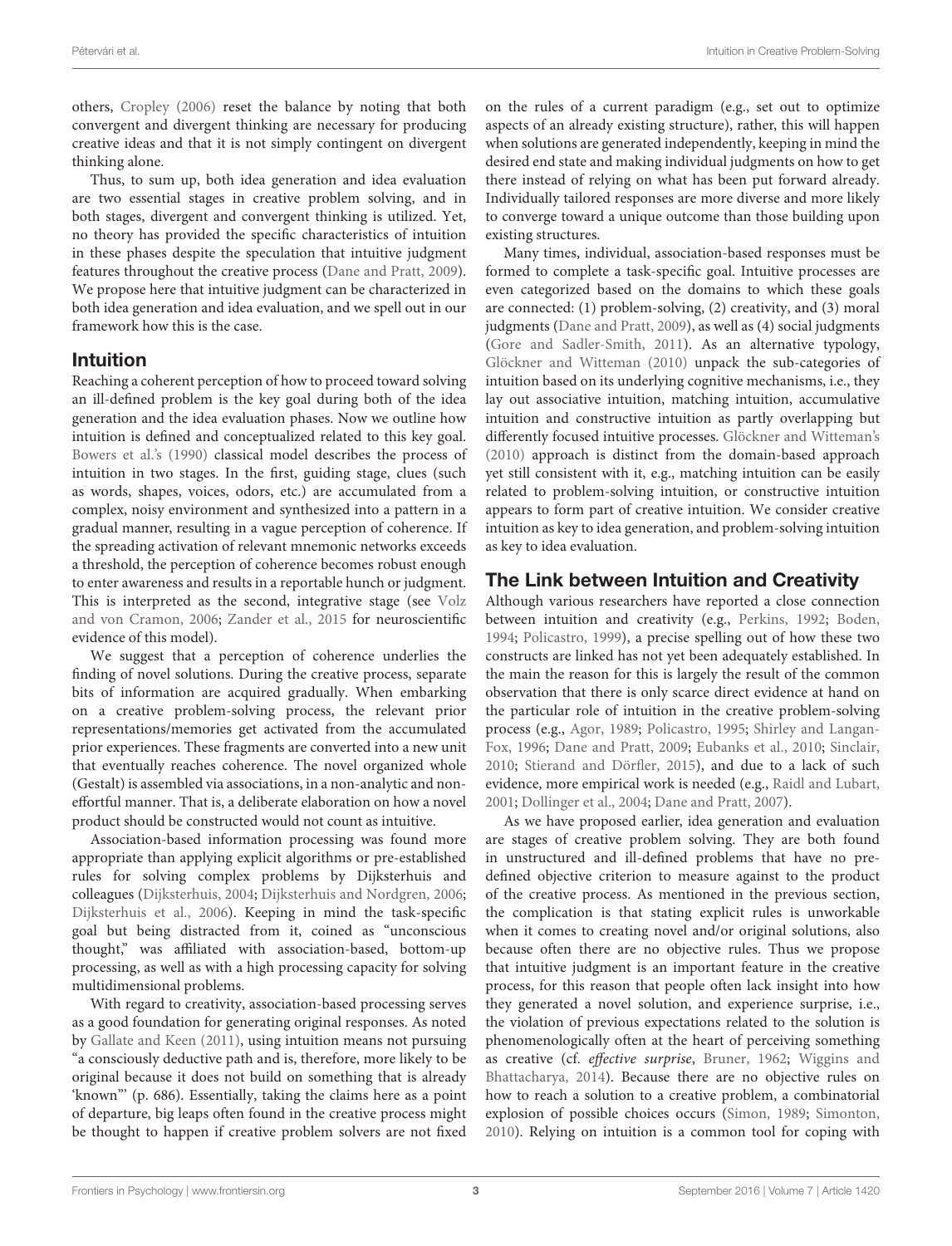others, Cropley (2006) reset the balance by noting that both convergent and divergent thinking are necessary for producing creative ideas and that it is not simply contingent on divergent thinking alone.

Thus, to sum up, both idea generation and idea evaluation are two essential stages in creative problem solving, and in both stages, divergent and convergent thinking is utilized. Yet, no theory has provided the specific characteristics of intuition in these phases despite the speculation that intuitive judgment features throughout the creative process (Dane and Pratt, 2009). We propose here that intuitive judgment can be characterized in both idea generation and idea evaluation, and we spell out in our framework how this is the case.

## Intuition

Reaching a coherent perception of how to proceed toward solving an ill-defined problem is the key goal during both of the idea generation and the idea evaluation phases. Now we outline how intuition is defined and conceptualized related to this key goal. Bowers et al.'s (1990) classical model describes the process of intuition in two stages. In the first, guiding stage, clues (such as words, shapes, voices, odors, etc.) are accumulated from a complex, noisy environment and synthesized into a pattern in a gradual manner, resulting in a vague perception of coherence. If the spreading activation of relevant mnemonic networks exceeds a threshold, the perception of coherence becomes robust enough to enter awareness and results in a reportable hunch or judgment. This is interpreted as the second, integrative stage (see Volz and von Cramon, 2006; Zander et al., 2015 for neuroscientific evidence of this model).

We suggest that a perception of coherence underlies the finding of novel solutions. During the creative process, separate bits of information are acquired gradually. When embarking on a creative problem-solving process, the relevant prior representations/memories get activated from the accumulated prior experiences. These fragments are converted into a new unit that eventually reaches coherence. The novel organized whole (Gestalt) is assembled via associations, in a non-analytic and non-effortful manner. That is, a deliberate elaboration on how a novel product should be constructed would not count as intuitive.

Association-based information processing was found more appropriate than applying explicit algorithms or pre-established rules for solving complex problems by Dijksterhuis and colleagues (Dijksterhuis, 2004; Dijksterhuis and Nordgren, 2006; Dijksterhuis et al., 2006). Keeping in mind the task-specific goal but being distracted from it, coined as "unconscious thought," was affiliated with association-based, bottom-up processing, as well as with a high processing capacity for solving multidimensional problems.

With regard to creativity, association-based processing serves as a good foundation for generating original responses. As noted by Gallate and Keen (2011), using intuition means not pursuing "a consciously deductive path and is, therefore, more likely to be original because it does not build on something that is already 'known'" (p. 686). Essentially, taking the claims here as a point of departure, big leaps often found in the creative process might be thought to happen if creative problem solvers are not fixed on the rules of a current paradigm (e.g., set out to optimize aspects of an already existing structure), rather, this will happen when solutions are generated independently, keeping in mind the desired end state and making individual judgments on how to get there instead of relying on what has been put forward already. Individually tailored responses are more diverse and more likely to converge toward a unique outcome than those building upon existing structures.

Many times, individual, association-based responses must be formed to complete a task-specific goal. Intuitive processes are even categorized based on the domains to which these goals are connected: (1) problem-solving, (2) creativity, and (3) moral judgments (Dane and Pratt, 2009), as well as (4) social judgments (Gore and Sadler-Smith, 2011). As an alternative typology, Glöckner and Witteman (2010) unpack the sub-categories of intuition based on its underlying cognitive mechanisms, i.e., they lay out associative intuition, matching intuition, accumulative intuition and constructive intuition as partly overlapping but differently focused intuitive processes. Glöckner and Witteman's (2010) approach is distinct from the domain-based approach yet still consistent with it, e.g., matching intuition can be easily related to problem-solving intuition, or constructive intuition appears to form part of creative intuition. We consider creative intuition as key to idea generation, and problem-solving intuition as key to idea evaluation.

## The Link between Intuition and Creativity

Although various researchers have reported a close connection between intuition and creativity (e.g., Perkins, 1992; Boden, 1994; Policastro, 1999), a precise spelling out of how these two constructs are linked has not yet been adequately established. In the main the reason for this is largely the result of the common observation that there is only scarce direct evidence at hand on the particular role of intuition in the creative problem-solving process (e.g., Agor, 1989; Policastro, 1995; Shirley and Langan-Fox, 1996; Dane and Pratt, 2009; Eubanks et al., 2010; Sinclair, 2010; Stierand and Dörfler, 2015), and due to a lack of such evidence, more empirical work is needed (e.g., Raidl and Lubart, 2001; Dollinger et al., 2004; Dane and Pratt, 2007).

As we have proposed earlier, idea generation and evaluation are stages of creative problem solving. They are both found in unstructured and ill-defined problems that have no pre-defined objective criterion to measure against to the product of the creative process. As mentioned in the previous section, the complication is that stating explicit rules is unworkable when it comes to creating novel and/or original solutions, also because often there are no objective rules. Thus we propose that intuitive judgment is an important feature in the creative process, for this reason that people often lack insight into how they generated a novel solution, and experience surprise, i.e., the violation of previous expectations related to the solution is phenomenologically often at the heart of perceiving something as creative (cf. *effective surprise*, Bruner, 1962; Wiggins and Bhattacharya, 2014). Because there are no objective rules on how to reach a solution to a creative problem, a combinatorial explosion of possible choices occurs (Simon, 1989; Simonton, 2010). Relying on intuition is a common tool for coping with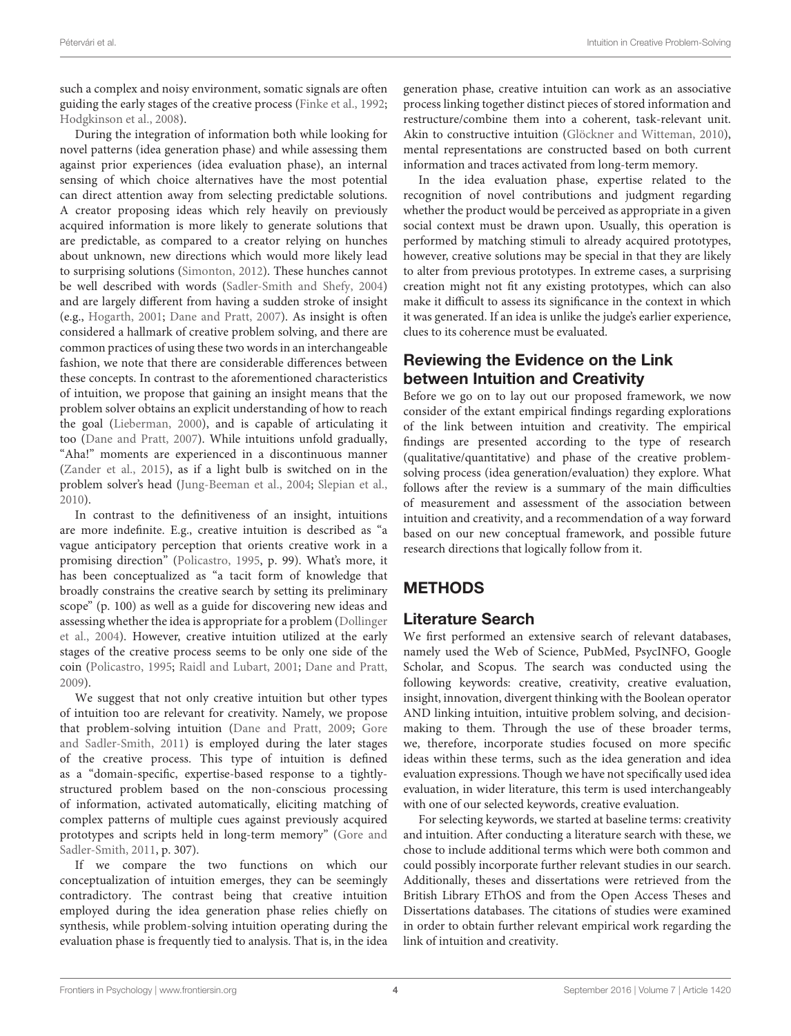such a complex and noisy environment, somatic signals are often guiding the early stages of the creative process (Finke et al., 1992; Hodgkinson et al., 2008).

During the integration of information both while looking for novel patterns (idea generation phase) and while assessing them against prior experiences (idea evaluation phase), an internal sensing of which choice alternatives have the most potential can direct attention away from selecting predictable solutions. A creator proposing ideas which rely heavily on previously acquired information is more likely to generate solutions that are predictable, as compared to a creator relying on hunches about unknown, new directions which would more likely lead to surprising solutions (Simonton, 2012). These hunches cannot be well described with words (Sadler-Smith and Shefy, 2004) and are largely different from having a sudden stroke of insight (e.g., Hogarth, 2001; Dane and Pratt, 2007). As insight is often considered a hallmark of creative problem solving, and there are common practices of using these two words in an interchangeable fashion, we note that there are considerable differences between these concepts. In contrast to the aforementioned characteristics of intuition, we propose that gaining an insight means that the problem solver obtains an explicit understanding of how to reach the goal (Lieberman, 2000), and is capable of articulating it too (Dane and Pratt, 2007). While intuitions unfold gradually, "Aha!" moments are experienced in a discontinuous manner (Zander et al., 2015), as if a light bulb is switched on in the problem solver's head (Jung-Beeman et al., 2004; Slepian et al., 2010).

In contrast to the definitiveness of an insight, intuitions are more indefinite. E.g., creative intuition is described as "a vague anticipatory perception that orients creative work in a promising direction" (Policastro, 1995, p. 99). What's more, it has been conceptualized as "a tacit form of knowledge that broadly constrains the creative search by setting its preliminary scope" (p. 100) as well as a guide for discovering new ideas and assessing whether the idea is appropriate for a problem (Dollinger et al., 2004). However, creative intuition utilized at the early stages of the creative process seems to be only one side of the coin (Policastro, 1995; Raidl and Lubart, 2001; Dane and Pratt, 2009).

We suggest that not only creative intuition but other types of intuition too are relevant for creativity. Namely, we propose that problem-solving intuition (Dane and Pratt, 2009; Gore and Sadler-Smith, 2011) is employed during the later stages of the creative process. This type of intuition is defined as a "domain-specific, expertise-based response to a tightly-structured problem based on the non-conscious processing of information, activated automatically, eliciting matching of complex patterns of multiple cues against previously acquired prototypes and scripts held in long-term memory" (Gore and Sadler-Smith, 2011, p. 307).

If we compare the two functions on which our conceptualization of intuition emerges, they can be seemingly contradictory. The contrast being that creative intuition employed during the idea generation phase relies chiefly on synthesis, while problem-solving intuition operating during the evaluation phase is frequently tied to analysis. That is, in the idea generation phase, creative intuition can work as an associative process linking together distinct pieces of stored information and restructure/combine them into a coherent, task-relevant unit. Akin to constructive intuition (Glöckner and Witteman, 2010), mental representations are constructed based on both current information and traces activated from long-term memory.

In the idea evaluation phase, expertise related to the recognition of novel contributions and judgment regarding whether the product would be perceived as appropriate in a given social context must be drawn upon. Usually, this operation is performed by matching stimuli to already acquired prototypes, however, creative solutions may be special in that they are likely to alter from previous prototypes. In extreme cases, a surprising creation might not fit any existing prototypes, which can also make it difficult to assess its significance in the context in which it was generated. If an idea is unlike the judge's earlier experience, clues to its coherence must be evaluated.

## Reviewing the Evidence on the Link between Intuition and Creativity

Before we go on to lay out our proposed framework, we now consider of the extant empirical findings regarding explorations of the link between intuition and creativity. The empirical findings are presented according to the type of research (qualitative/quantitative) and phase of the creative problem-solving process (idea generation/evaluation) they explore. What follows after the review is a summary of the main difficulties of measurement and assessment of the association between intuition and creativity, and a recommendation of a way forward based on our new conceptual framework, and possible future research directions that logically follow from it.

# METHODS

## Literature Search

We first performed an extensive search of relevant databases, namely used the Web of Science, PubMed, PsycINFO, Google Scholar, and Scopus. The search was conducted using the following keywords: creative, creativity, creative evaluation, insight, innovation, divergent thinking with the Boolean operator AND linking intuition, intuitive problem solving, and decision-making to them. Through the use of these broader terms, we, therefore, incorporate studies focused on more specific ideas within these terms, such as the idea generation and idea evaluation expressions. Though we have not specifically used idea evaluation, in wider literature, this term is used interchangeably with one of our selected keywords, creative evaluation.

For selecting keywords, we started at baseline terms: creativity and intuition. After conducting a literature search with these, we chose to include additional terms which were both common and could possibly incorporate further relevant studies in our search. Additionally, theses and dissertations were retrieved from the British Library EThOS and from the Open Access Theses and Dissertations databases. The citations of studies were examined in order to obtain further relevant empirical work regarding the link of intuition and creativity.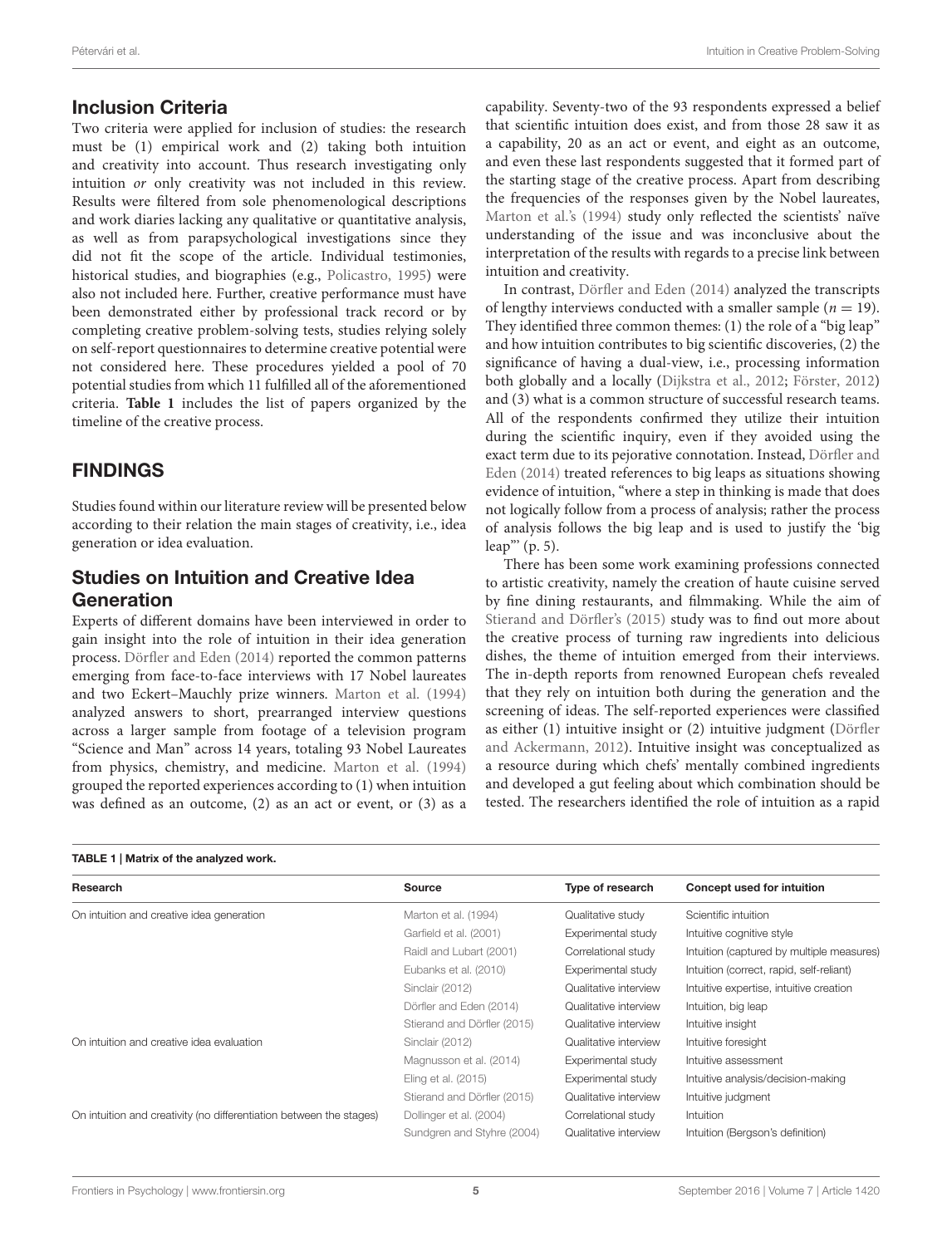## Inclusion Criteria

Two criteria were applied for inclusion of studies: the research must be (1) empirical work and (2) taking both intuition and creativity into account. Thus research investigating only intuition *or* only creativity was not included in this review. Results were filtered from sole phenomenological descriptions and work diaries lacking any qualitative or quantitative analysis, as well as from parapsychological investigations since they did not fit the scope of the article. Individual testimonies, historical studies, and biographies (e.g., Policastro, 1995) were also not included here. Further, creative performance must have been demonstrated either by professional track record or by completing creative problem-solving tests, studies relying solely on self-report questionnaires to determine creative potential were not considered here. These procedures yielded a pool of 70 potential studies from which 11 fulfilled all of the aforementioned criteria. **Table 1** includes the list of papers organized by the timeline of the creative process.

# FINDINGS

Studies found within our literature review will be presented below according to their relation the main stages of creativity, i.e., idea generation or idea evaluation.

## Studies on Intuition and Creative Idea Generation

Experts of different domains have been interviewed in order to gain insight into the role of intuition in their idea generation process. Dörfler and Eden (2014) reported the common patterns emerging from face-to-face interviews with 17 Nobel laureates and two Eckert–Mauchly prize winners. Marton et al. (1994) analyzed answers to short, prearranged interview questions across a larger sample from footage of a television program "Science and Man" across 14 years, totaling 93 Nobel Laureates from physics, chemistry, and medicine. Marton et al. (1994) grouped the reported experiences according to (1) when intuition was defined as an outcome, (2) as an act or event, or (3) as a capability. Seventy-two of the 93 respondents expressed a belief that scientific intuition does exist, and from those 28 saw it as a capability, 20 as an act or event, and eight as an outcome, and even these last respondents suggested that it formed part of the starting stage of the creative process. Apart from describing the frequencies of the responses given by the Nobel laureates, Marton et al.'s (1994) study only reflected the scientists' naïve understanding of the issue and was inconclusive about the interpretation of the results with regards to a precise link between intuition and creativity.

In contrast, Dörfler and Eden (2014) analyzed the transcripts of lengthy interviews conducted with a smaller sample ($n = 19$). They identified three common themes: (1) the role of a "big leap" and how intuition contributes to big scientific discoveries, (2) the significance of having a dual-view, i.e., processing information both globally and a locally (Dijkstra et al., 2012; Förster, 2012) and (3) what is a common structure of successful research teams. All of the respondents confirmed they utilize their intuition during the scientific inquiry, even if they avoided using the exact term due to its pejorative connotation. Instead, Dörfler and Eden (2014) treated references to big leaps as situations showing evidence of intuition, "where a step in thinking is made that does not logically follow from a process of analysis; rather the process of analysis follows the big leap and is used to justify the 'big leap'" (p. 5).

There has been some work examining professions connected to artistic creativity, namely the creation of haute cuisine served by fine dining restaurants, and filmmaking. While the aim of Stierand and Dörfler's (2015) study was to find out more about the creative process of turning raw ingredients into delicious dishes, the theme of intuition emerged from their interviews. The in-depth reports from renowned European chefs revealed that they rely on intuition both during the generation and the screening of ideas. The self-reported experiences were classified as either (1) intuitive insight or (2) intuitive judgment (Dörfler and Ackermann, 2012). Intuitive insight was conceptualized as a resource during which chefs' mentally combined ingredients and developed a gut feeling about which combination should be tested. The researchers identified the role of intuition as a rapid

**TABLE 1 | Matrix of the analyzed work.**

| Research | Source | Type of research | Concept used for intuition |
|---|---|---|---|
| On intuition and creative idea generation | Marton et al. (1994) | Qualitative study | Scientific intuition |
| | Garfield et al. (2001) | Experimental study | Intuitive cognitive style |
| | Raidl and Lubart (2001) | Correlational study | Intuition (captured by multiple measures) |
| | Eubanks et al. (2010) | Experimental study | Intuition (correct, rapid, self-reliant) |
| | Sinclair (2012) | Qualitative interview | Intuitive expertise, intuitive creation |
| | Dörfler and Eden (2014) | Qualitative interview | Intuition, big leap |
| | Stierand and Dörfler (2015) | Qualitative interview | Intuitive insight |
| On intuition and creative idea evaluation | Sinclair (2012) | Qualitative interview | Intuitive foresight |
| | Magnusson et al. (2014) | Experimental study | Intuitive assessment |
| | Eling et al. (2015) | Experimental study | Intuitive analysis/decision-making |
| | Stierand and Dörfler (2015) | Qualitative interview | Intuitive judgment |
| On intuition and creativity (no differentiation between the stages) | Dollinger et al. (2004) | Correlational study | Intuition |
| | Sundgren and Styhre (2004) | Qualitative interview | Intuition (Bergson's definition) |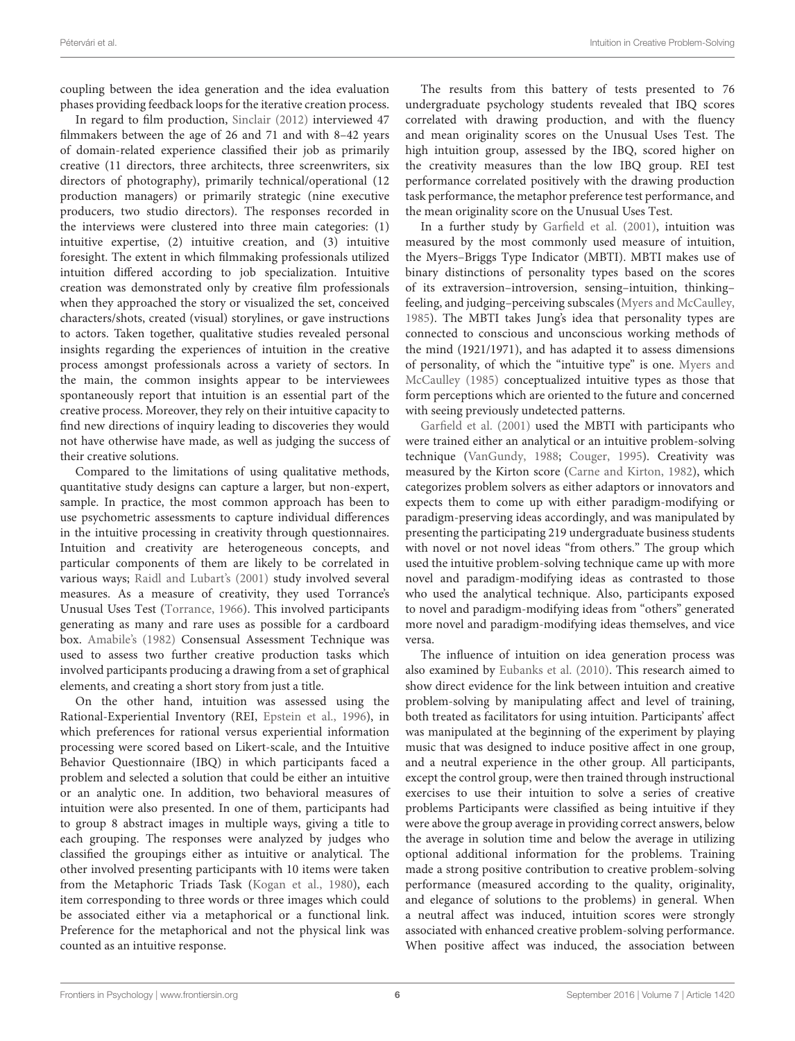coupling between the idea generation and the idea evaluation phases providing feedback loops for the iterative creation process.

In regard to film production, Sinclair (2012) interviewed 47 filmmakers between the age of 26 and 71 and with 8–42 years of domain-related experience classified their job as primarily creative (11 directors, three architects, three screenwriters, six directors of photography), primarily technical/operational (12 production managers) or primarily strategic (nine executive producers, two studio directors). The responses recorded in the interviews were clustered into three main categories: (1) intuitive expertise, (2) intuitive creation, and (3) intuitive foresight. The extent in which filmmaking professionals utilized intuition differed according to job specialization. Intuitive creation was demonstrated only by creative film professionals when they approached the story or visualized the set, conceived characters/shots, created (visual) storylines, or gave instructions to actors. Taken together, qualitative studies revealed personal insights regarding the experiences of intuition in the creative process amongst professionals across a variety of sectors. In the main, the common insights appear to be interviewees spontaneously report that intuition is an essential part of the creative process. Moreover, they rely on their intuitive capacity to find new directions of inquiry leading to discoveries they would not have otherwise have made, as well as judging the success of their creative solutions.

Compared to the limitations of using qualitative methods, quantitative study designs can capture a larger, but non-expert, sample. In practice, the most common approach has been to use psychometric assessments to capture individual differences in the intuitive processing in creativity through questionnaires. Intuition and creativity are heterogeneous concepts, and particular components of them are likely to be correlated in various ways; Raidl and Lubart's (2001) study involved several measures. As a measure of creativity, they used Torrance's Unusual Uses Test (Torrance, 1966). This involved participants generating as many and rare uses as possible for a cardboard box. Amabile's (1982) Consensual Assessment Technique was used to assess two further creative production tasks which involved participants producing a drawing from a set of graphical elements, and creating a short story from just a title.

On the other hand, intuition was assessed using the Rational-Experiential Inventory (REI, Epstein et al., 1996), in which preferences for rational versus experiential information processing were scored based on Likert-scale, and the Intuitive Behavior Questionnaire (IBQ) in which participants faced a problem and selected a solution that could be either an intuitive or an analytic one. In addition, two behavioral measures of intuition were also presented. In one of them, participants had to group 8 abstract images in multiple ways, giving a title to each grouping. The responses were analyzed by judges who classified the groupings either as intuitive or analytical. The other involved presenting participants with 10 items were taken from the Metaphoric Triads Task (Kogan et al., 1980), each item corresponding to three words or three images which could be associated either via a metaphorical or a functional link. Preference for the metaphorical and not the physical link was counted as an intuitive response.

The results from this battery of tests presented to 76 undergraduate psychology students revealed that IBQ scores correlated with drawing production, and with the fluency and mean originality scores on the Unusual Uses Test. The high intuition group, assessed by the IBQ, scored higher on the creativity measures than the low IBQ group. REI test performance correlated positively with the drawing production task performance, the metaphor preference test performance, and the mean originality score on the Unusual Uses Test.

In a further study by Garfield et al. (2001), intuition was measured by the most commonly used measure of intuition, the Myers–Briggs Type Indicator (MBTI). MBTI makes use of binary distinctions of personality types based on the scores of its extraversion–introversion, sensing–intuition, thinking–feeling, and judging–perceiving subscales (Myers and McCaulley, 1985). The MBTI takes Jung's idea that personality types are connected to conscious and unconscious working methods of the mind (1921/1971), and has adapted it to assess dimensions of personality, of which the "intuitive type" is one. Myers and McCaulley (1985) conceptualized intuitive types as those that form perceptions which are oriented to the future and concerned with seeing previously undetected patterns.

Garfield et al. (2001) used the MBTI with participants who were trained either an analytical or an intuitive problem-solving technique (VanGundy, 1988; Couger, 1995). Creativity was measured by the Kirton score (Carne and Kirton, 1982), which categorizes problem solvers as either adaptors or innovators and expects them to come up with either paradigm-modifying or paradigm-preserving ideas accordingly, and was manipulated by presenting the participating 219 undergraduate business students with novel or not novel ideas "from others." The group which used the intuitive problem-solving technique came up with more novel and paradigm-modifying ideas as contrasted to those who used the analytical technique. Also, participants exposed to novel and paradigm-modifying ideas from "others" generated more novel and paradigm-modifying ideas themselves, and vice versa.

The influence of intuition on idea generation process was also examined by Eubanks et al. (2010). This research aimed to show direct evidence for the link between intuition and creative problem-solving by manipulating affect and level of training, both treated as facilitators for using intuition. Participants' affect was manipulated at the beginning of the experiment by playing music that was designed to induce positive affect in one group, and a neutral experience in the other group. All participants, except the control group, were then trained through instructional exercises to use their intuition to solve a series of creative problems Participants were classified as being intuitive if they were above the group average in providing correct answers, below the average in solution time and below the average in utilizing optional additional information for the problems. Training made a strong positive contribution to creative problem-solving performance (measured according to the quality, originality, and elegance of solutions to the problems) in general. When a neutral affect was induced, intuition scores were strongly associated with enhanced creative problem-solving performance. When positive affect was induced, the association between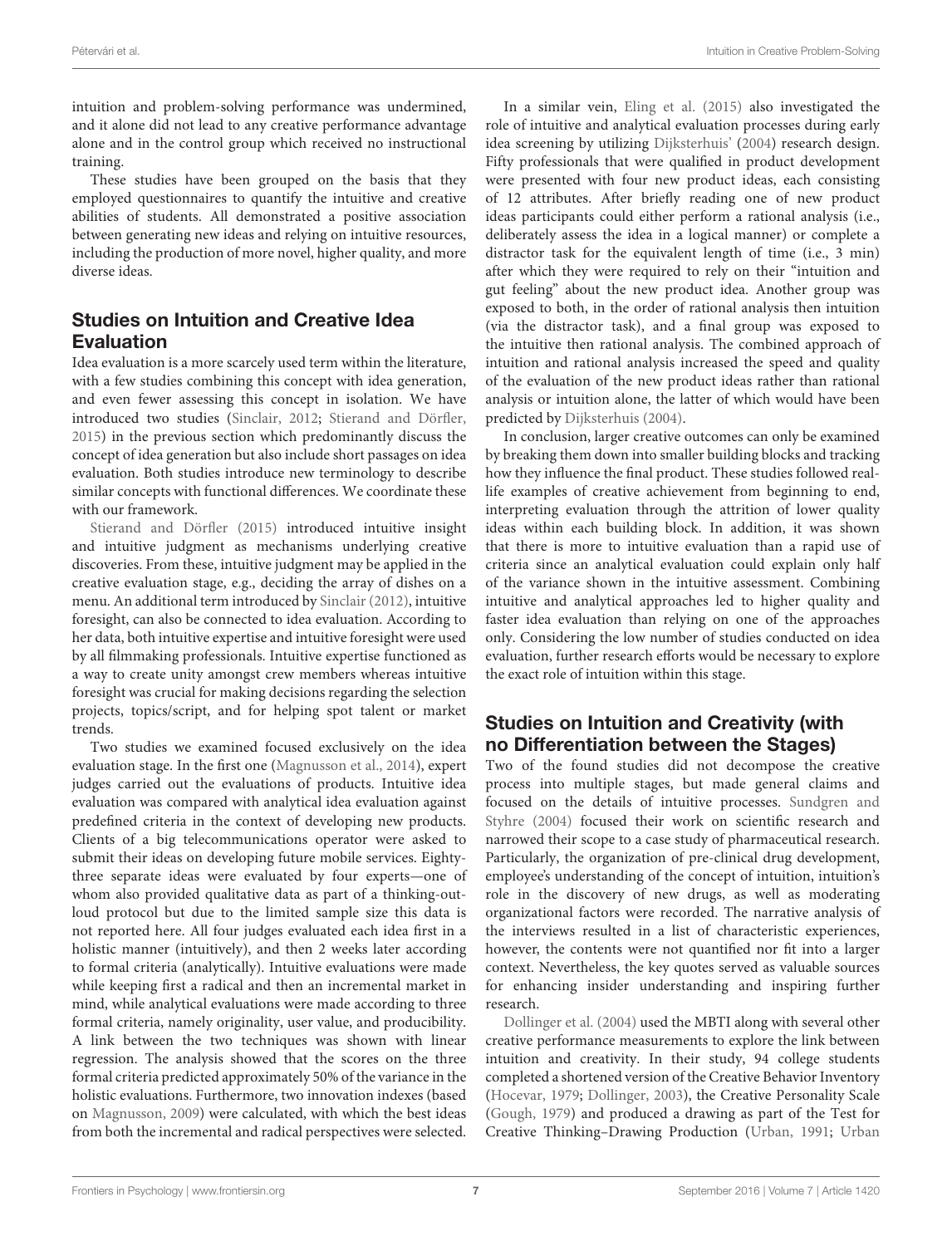intuition and problem-solving performance was undermined, and it alone did not lead to any creative performance advantage alone and in the control group which received no instructional training.

These studies have been grouped on the basis that they employed questionnaires to quantify the intuitive and creative abilities of students. All demonstrated a positive association between generating new ideas and relying on intuitive resources, including the production of more novel, higher quality, and more diverse ideas.

## Studies on Intuition and Creative Idea Evaluation

Idea evaluation is a more scarcely used term within the literature, with a few studies combining this concept with idea generation, and even fewer assessing this concept in isolation. We have introduced two studies (Sinclair, 2012; Stierand and Dörfler, 2015) in the previous section which predominantly discuss the concept of idea generation but also include short passages on idea evaluation. Both studies introduce new terminology to describe similar concepts with functional differences. We coordinate these with our framework.

Stierand and Dörfler (2015) introduced intuitive insight and intuitive judgment as mechanisms underlying creative discoveries. From these, intuitive judgment may be applied in the creative evaluation stage, e.g., deciding the array of dishes on a menu. An additional term introduced by Sinclair (2012), intuitive foresight, can also be connected to idea evaluation. According to her data, both intuitive expertise and intuitive foresight were used by all filmmaking professionals. Intuitive expertise functioned as a way to create unity amongst crew members whereas intuitive foresight was crucial for making decisions regarding the selection projects, topics/script, and for helping spot talent or market trends.

Two studies we examined focused exclusively on the idea evaluation stage. In the first one (Magnusson et al., 2014), expert judges carried out the evaluations of products. Intuitive idea evaluation was compared with analytical idea evaluation against predefined criteria in the context of developing new products. Clients of a big telecommunications operator were asked to submit their ideas on developing future mobile services. Eighty-three separate ideas were evaluated by four experts—one of whom also provided qualitative data as part of a thinking-out-loud protocol but due to the limited sample size this data is not reported here. All four judges evaluated each idea first in a holistic manner (intuitively), and then 2 weeks later according to formal criteria (analytically). Intuitive evaluations were made while keeping first a radical and then an incremental market in mind, while analytical evaluations were made according to three formal criteria, namely originality, user value, and producibility. A link between the two techniques was shown with linear regression. The analysis showed that the scores on the three formal criteria predicted approximately 50% of the variance in the holistic evaluations. Furthermore, two innovation indexes (based on Magnusson, 2009) were calculated, with which the best ideas from both the incremental and radical perspectives were selected.

In a similar vein, Eling et al. (2015) also investigated the role of intuitive and analytical evaluation processes during early idea screening by utilizing Dijksterhuis' (2004) research design. Fifty professionals that were qualified in product development were presented with four new product ideas, each consisting of 12 attributes. After briefly reading one of new product ideas participants could either perform a rational analysis (i.e., deliberately assess the idea in a logical manner) or complete a distractor task for the equivalent length of time (i.e., 3 min) after which they were required to rely on their "intuition and gut feeling" about the new product idea. Another group was exposed to both, in the order of rational analysis then intuition (via the distractor task), and a final group was exposed to the intuitive then rational analysis. The combined approach of intuition and rational analysis increased the speed and quality of the evaluation of the new product ideas rather than rational analysis or intuition alone, the latter of which would have been predicted by Dijksterhuis (2004).

In conclusion, larger creative outcomes can only be examined by breaking them down into smaller building blocks and tracking how they influence the final product. These studies followed real-life examples of creative achievement from beginning to end, interpreting evaluation through the attrition of lower quality ideas within each building block. In addition, it was shown that there is more to intuitive evaluation than a rapid use of criteria since an analytical evaluation could explain only half of the variance shown in the intuitive assessment. Combining intuitive and analytical approaches led to higher quality and faster idea evaluation than relying on one of the approaches only. Considering the low number of studies conducted on idea evaluation, further research efforts would be necessary to explore the exact role of intuition within this stage.

## Studies on Intuition and Creativity (with no Differentiation between the Stages)

Two of the found studies did not decompose the creative process into multiple stages, but made general claims and focused on the details of intuitive processes. Sundgren and Styhre (2004) focused their work on scientific research and narrowed their scope to a case study of pharmaceutical research. Particularly, the organization of pre-clinical drug development, employee's understanding of the concept of intuition, intuition's role in the discovery of new drugs, as well as moderating organizational factors were recorded. The narrative analysis of the interviews resulted in a list of characteristic experiences, however, the contents were not quantified nor fit into a larger context. Nevertheless, the key quotes served as valuable sources for enhancing insider understanding and inspiring further research.

Dollinger et al. (2004) used the MBTI along with several other creative performance measurements to explore the link between intuition and creativity. In their study, 94 college students completed a shortened version of the Creative Behavior Inventory (Hocevar, 1979; Dollinger, 2003), the Creative Personality Scale (Gough, 1979) and produced a drawing as part of the Test for Creative Thinking–Drawing Production (Urban, 1991; Urban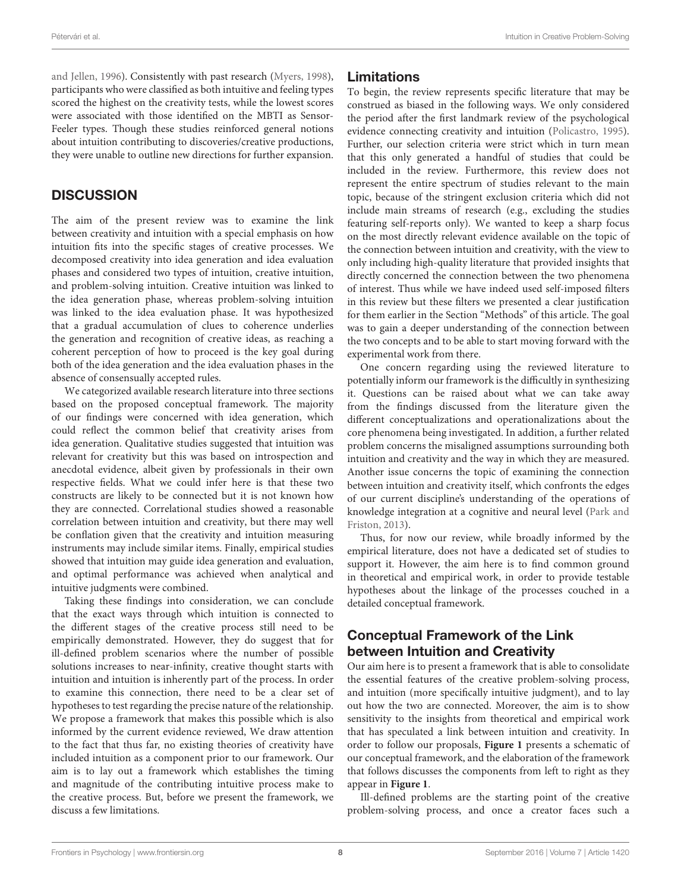and Jellen, 1996). Consistently with past research (Myers, 1998), participants who were classified as both intuitive and feeling types scored the highest on the creativity tests, while the lowest scores were associated with those identified on the MBTI as Sensor-Feeler types. Though these studies reinforced general notions about intuition contributing to discoveries/creative productions, they were unable to outline new directions for further expansion.

# DISCUSSION

The aim of the present review was to examine the link between creativity and intuition with a special emphasis on how intuition fits into the specific stages of creative processes. We decomposed creativity into idea generation and idea evaluation phases and considered two types of intuition, creative intuition, and problem-solving intuition. Creative intuition was linked to the idea generation phase, whereas problem-solving intuition was linked to the idea evaluation phase. It was hypothesized that a gradual accumulation of clues to coherence underlies the generation and recognition of creative ideas, as reaching a coherent perception of how to proceed is the key goal during both of the idea generation and the idea evaluation phases in the absence of consensually accepted rules.

We categorized available research literature into three sections based on the proposed conceptual framework. The majority of our findings were concerned with idea generation, which could reflect the common belief that creativity arises from idea generation. Qualitative studies suggested that intuition was relevant for creativity but this was based on introspection and anecdotal evidence, albeit given by professionals in their own respective fields. What we could infer here is that these two constructs are likely to be connected but it is not known how they are connected. Correlational studies showed a reasonable correlation between intuition and creativity, but there may well be conflation given that the creativity and intuition measuring instruments may include similar items. Finally, empirical studies showed that intuition may guide idea generation and evaluation, and optimal performance was achieved when analytical and intuitive judgments were combined.

Taking these findings into consideration, we can conclude that the exact ways through which intuition is connected to the different stages of the creative process still need to be empirically demonstrated. However, they do suggest that for ill-defined problem scenarios where the number of possible solutions increases to near-infinity, creative thought starts with intuition and intuition is inherently part of the process. In order to examine this connection, there need to be a clear set of hypotheses to test regarding the precise nature of the relationship. We propose a framework that makes this possible which is also informed by the current evidence reviewed, We draw attention to the fact that thus far, no existing theories of creativity have included intuition as a component prior to our framework. Our aim is to lay out a framework which establishes the timing and magnitude of the contributing intuitive process make to the creative process. But, before we present the framework, we discuss a few limitations.

## Limitations

To begin, the review represents specific literature that may be construed as biased in the following ways. We only considered the period after the first landmark review of the psychological evidence connecting creativity and intuition (Policastro, 1995). Further, our selection criteria were strict which in turn mean that this only generated a handful of studies that could be included in the review. Furthermore, this review does not represent the entire spectrum of studies relevant to the main topic, because of the stringent exclusion criteria which did not include main streams of research (e.g., excluding the studies featuring self-reports only). We wanted to keep a sharp focus on the most directly relevant evidence available on the topic of the connection between intuition and creativity, with the view to only including high-quality literature that provided insights that directly concerned the connection between the two phenomena of interest. Thus while we have indeed used self-imposed filters in this review but these filters we presented a clear justification for them earlier in the Section "Methods" of this article. The goal was to gain a deeper understanding of the connection between the two concepts and to be able to start moving forward with the experimental work from there.

One concern regarding using the reviewed literature to potentially inform our framework is the difficultly in synthesizing it. Questions can be raised about what we can take away from the findings discussed from the literature given the different conceptualizations and operationalizations about the core phenomena being investigated. In addition, a further related problem concerns the misaligned assumptions surrounding both intuition and creativity and the way in which they are measured. Another issue concerns the topic of examining the connection between intuition and creativity itself, which confronts the edges of our current discipline's understanding of the operations of knowledge integration at a cognitive and neural level (Park and Friston, 2013).

Thus, for now our review, while broadly informed by the empirical literature, does not have a dedicated set of studies to support it. However, the aim here is to find common ground in theoretical and empirical work, in order to provide testable hypotheses about the linkage of the processes couched in a detailed conceptual framework.

## Conceptual Framework of the Link between Intuition and Creativity

Our aim here is to present a framework that is able to consolidate the essential features of the creative problem-solving process, and intuition (more specifically intuitive judgment), and to lay out how the two are connected. Moreover, the aim is to show sensitivity to the insights from theoretical and empirical work that has speculated a link between intuition and creativity. In order to follow our proposals, **Figure 1** presents a schematic of our conceptual framework, and the elaboration of the framework that follows discusses the components from left to right as they appear in **Figure 1**.

Ill-defined problems are the starting point of the creative problem-solving process, and once a creator faces such a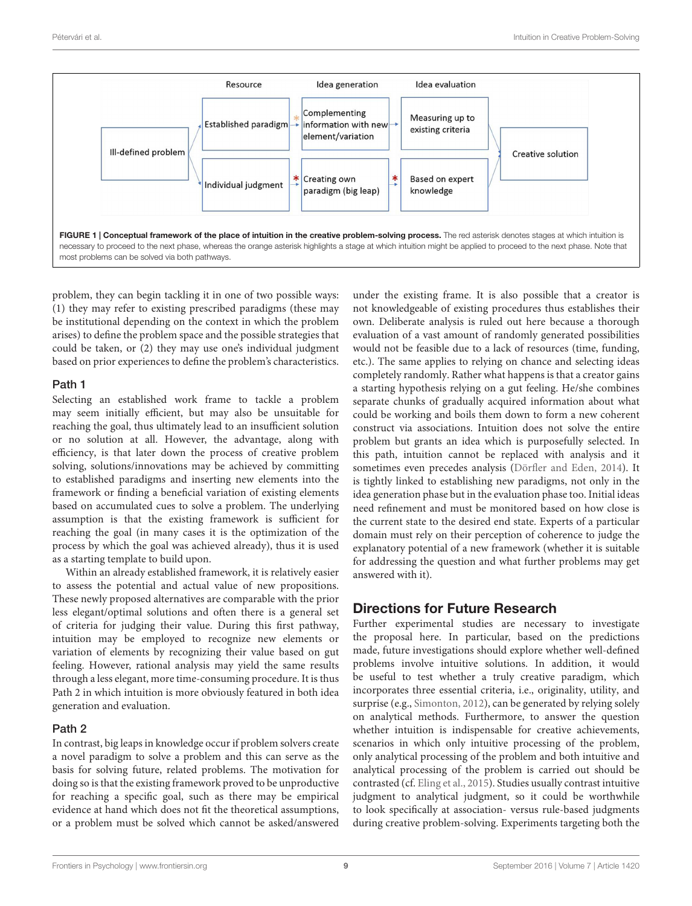**FIGURE 1 | Conceptual framework of the place of intuition in the creative problem-solving process.** The red asterisk denotes stages at which intuition is necessary to proceed to the next phase, whereas the orange asterisk highlights a stage at which intuition might be applied to proceed to the next phase. Note that most problems can be solved via both pathways.

problem, they can begin tackling it in one of two possible ways: (1) they may refer to existing prescribed paradigms (these may be institutional depending on the context in which the problem arises) to define the problem space and the possible strategies that could be taken, or (2) they may use one's individual judgment based on prior experiences to define the problem's characteristics.

### Path 1

Selecting an established work frame to tackle a problem may seem initially efficient, but may also be unsuitable for reaching the goal, thus ultimately lead to an insufficient solution or no solution at all. However, the advantage, along with efficiency, is that later down the process of creative problem solving, solutions/innovations may be achieved by committing to established paradigms and inserting new elements into the framework or finding a beneficial variation of existing elements based on accumulated cues to solve a problem. The underlying assumption is that the existing framework is sufficient for reaching the goal (in many cases it is the optimization of the process by which the goal was achieved already), thus it is used as a starting template to build upon.

Within an already established framework, it is relatively easier to assess the potential and actual value of new propositions. These newly proposed alternatives are comparable with the prior less elegant/optimal solutions and often there is a general set of criteria for judging their value. During this first pathway, intuition may be employed to recognize new elements or variation of elements by recognizing their value based on gut feeling. However, rational analysis may yield the same results through a less elegant, more time-consuming procedure. It is thus Path 2 in which intuition is more obviously featured in both idea generation and evaluation.

### Path 2

In contrast, big leaps in knowledge occur if problem solvers create a novel paradigm to solve a problem and this can serve as the basis for solving future, related problems. The motivation for doing so is that the existing framework proved to be unproductive for reaching a specific goal, such as there may be empirical evidence at hand which does not fit the theoretical assumptions, or a problem must be solved which cannot be asked/answered under the existing frame. It is also possible that a creator is not knowledgeable of existing procedures thus establishes their own. Deliberate analysis is ruled out here because a thorough evaluation of a vast amount of randomly generated possibilities would not be feasible due to a lack of resources (time, funding, etc.). The same applies to relying on chance and selecting ideas completely randomly. Rather what happens is that a creator gains a starting hypothesis relying on a gut feeling. He/she combines separate chunks of gradually acquired information about what could be working and boils them down to form a new coherent construct via associations. Intuition does not solve the entire problem but grants an idea which is purposefully selected. In this path, intuition cannot be replaced with analysis and it sometimes even precedes analysis (Dörfler and Eden, 2014). It is tightly linked to establishing new paradigms, not only in the idea generation phase but in the evaluation phase too. Initial ideas need refinement and must be monitored based on how close is the current state to the desired end state. Experts of a particular domain must rely on their perception of coherence to judge the explanatory potential of a new framework (whether it is suitable for addressing the question and what further problems may get answered with it).

## Directions for Future Research

Further experimental studies are necessary to investigate the proposal here. In particular, based on the predictions made, future investigations should explore whether well-defined problems involve intuitive solutions. In addition, it would be useful to test whether a truly creative paradigm, which incorporates three essential criteria, i.e., originality, utility, and surprise (e.g., Simonton, 2012), can be generated by relying solely on analytical methods. Furthermore, to answer the question whether intuition is indispensable for creative achievements, scenarios in which only intuitive processing of the problem, only analytical processing of the problem and both intuitive and analytical processing of the problem is carried out should be contrasted (cf. Eling et al., 2015). Studies usually contrast intuitive judgment to analytical judgment, so it could be worthwhile to look specifically at association- versus rule-based judgments during creative problem-solving. Experiments targeting both the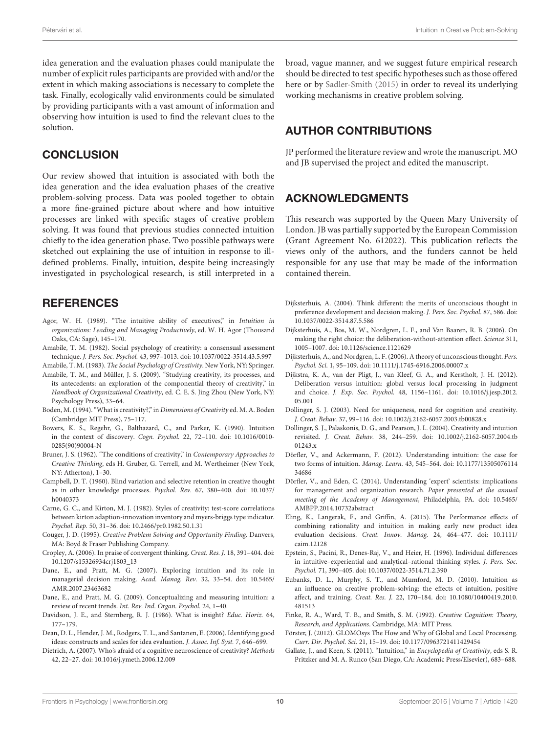idea generation and the evaluation phases could manipulate the number of explicit rules participants are provided with and/or the extent in which making associations is necessary to complete the task. Finally, ecologically valid environments could be simulated by providing participants with a vast amount of information and observing how intuition is used to find the relevant clues to the solution.

## CONCLUSION

Our review showed that intuition is associated with both the idea generation and the idea evaluation phases of the creative problem-solving process. Data was pooled together to obtain a more fine-grained picture about where and how intuitive processes are linked with specific stages of creative problem solving. It was found that previous studies connected intuition chiefly to the idea generation phase. Two possible pathways were sketched out explaining the use of intuition in response to ill-defined problems. Finally, intuition, despite being increasingly investigated in psychological research, is still interpreted in a broad, vague manner, and we suggest future empirical research should be directed to test specific hypotheses such as those offered here or by Sadler-Smith (2015) in order to reveal its underlying working mechanisms in creative problem solving.

## AUTHOR CONTRIBUTIONS

JP performed the literature review and wrote the manuscript. MO and JB supervised the project and edited the manuscript.

## ACKNOWLEDGMENTS

This research was supported by the Queen Mary University of London. JB was partially supported by the European Commission (Grant Agreement No. 612022). This publication reflects the views only of the authors, and the funders cannot be held responsible for any use that may be made of the information contained therein.

## REFERENCES

Agor, W. H. (1989). "The intuitive ability of executives," in *Intuition in organizations: Leading and Managing Productively*, ed. W. H. Agor (Thousand Oaks, CA: Sage), 145–170.

Amabile, T. M. (1982). Social psychology of creativity: a consensual assessment technique. *J. Pers. Soc. Psychol.* 43, 997–1013. doi: 10.1037/0022-3514.43.5.997

Amabile, T. M. (1983). *The Social Psychology of Creativity*. New York, NY: Springer.

Amabile, T. M., and Müller, J. S. (2009). "Studying creativity, its processes, and its antecedents: an exploration of the componential theory of creativity," in *Handbook of Organizational Creativity*, ed. C. E. S. Jing Zhou (New York, NY: Psychology Press), 33–64.

Boden, M. (1994). "What is creativity?," in *Dimensions of Creativity* ed. M. A. Boden (Cambridge: MIT Press), 75–117.

Bowers, K. S., Regehr, G., Balthazard, C., and Parker, K. (1990). Intuition in the context of discovery. *Cogn. Psychol.* 22, 72–110. doi: 10.1016/0010-0285(90)90004-N

Bruner, J. S. (1962). "The conditions of creativity," in *Contemporary Approaches to Creative Thinking*, eds H. Gruber, G. Terrell, and M. Wertheimer (New York, NY: Atherton), 1–30.

Campbell, D. T. (1960). Blind variation and selective retention in creative thought as in other knowledge processes. *Psychol. Rev.* 67, 380–400. doi: 10.1037/h0040373

Carne, G. C., and Kirton, M. J. (1982). Styles of creativity: test-score correlations between kirton adaption-innovation inventory and myers-briggs type indicator. *Psychol. Rep.* 50, 31–36. doi: 10.2466/pr0.1982.50.1.31

Couger, J. D. (1995). *Creative Problem Solving and Opportunity Finding*. Danvers, MA: Boyd & Fraser Publishing Company.

Cropley, A. (2006). In praise of convergent thinking. *Creat. Res. J.* 18, 391–404. doi: 10.1207/s15326934crj1803_13

Dane, E., and Pratt, M. G. (2007). Exploring intuition and its role in managerial decision making. *Acad. Manag. Rev.* 32, 33–54. doi: 10.5465/AMR.2007.23463682

Dane, E., and Pratt, M. G. (2009). Conceptualizing and measuring intuition: a review of recent trends. *Int. Rev. Ind. Organ. Psychol.* 24, 1–40.

Davidson, J. E., and Sternberg, R. J. (1986). What is insight? *Educ. Horiz.* 64, 177–179.

Dean, D. L., Hender, J. M., Rodgers, T. L., and Santanen, E. (2006). Identifying good ideas: constructs and scales for idea evaluation. *J. Assoc. Inf. Syst.* 7, 646–699.

Dietrich, A. (2007). Who's afraid of a cognitive neuroscience of creativity? *Methods* 42, 22–27. doi: 10.1016/j.ymeth.2006.12.009

Dijksterhuis, A. (2004). Think different: the merits of unconscious thought in preference development and decision making. *J. Pers. Soc. Psychol.* 87, 586. doi: 10.1037/0022-3514.87.5.586

Dijksterhuis, A., Bos, M. W., Nordgren, L. F., and Van Baaren, R. B. (2006). On making the right choice: the deliberation-without-attention effect. *Science* 311, 1005–1007. doi: 10.1126/science.1121629

Dijksterhuis, A., and Nordgren, L. F. (2006). A theory of unconscious thought. *Pers. Psychol. Sci.* 1, 95–109. doi: 10.1111/j.1745-6916.2006.00007.x

Dijkstra, K. A., van der Pligt, J., van Kleef, G. A., and Kerstholt, J. H. (2012). Deliberation versus intuition: global versus local processing in judgment and choice. *J. Exp. Soc. Psychol.* 48, 1156–1161. doi: 10.1016/j.jesp.2012.05.001

Dollinger, S. J. (2003). Need for uniqueness, need for cognition and creativity. *J. Creat. Behav.* 37, 99–116. doi: 10.1002/j.2162-6057.2003.tb00828.x

Dollinger, S. J., Palaskonis, D. G., and Pearson, J. L. (2004). Creativity and intuition revisited. *J. Creat. Behav.* 38, 244–259. doi: 10.1002/j.2162-6057.2004.tb01243.x

Dörfler, V., and Ackermann, F. (2012). Understanding intuition: the case for two forms of intuition. *Manag. Learn.* 43, 545–564. doi: 10.1177/1350507611434686

Dörfler, V., and Eden, C. (2014). Understanding 'expert' scientists: implications for management and organization research. *Paper presented at the annual meeting of the Academy of Management*, Philadelphia, PA. doi: 10.5465/AMBPP.2014.10732abstract

Eling, K., Langerak, F., and Griffin, A. (2015). The Performance effects of combining rationality and intuition in making early new product idea evaluation decisions. *Creat. Innov. Manag.* 24, 464–477. doi: 10.1111/caim.12128

Epstein, S., Pacini, R., Denes-Raj, V., and Heier, H. (1996). Individual differences in intuitive–experiential and analytical–rational thinking styles. *J. Pers. Soc. Psychol.* 71, 390–405. doi: 10.1037/0022-3514.71.2.390

Eubanks, D. L., Murphy, S. T., and Mumford, M. D. (2010). Intuition as an influence on creative problem-solving: the effects of intuition, positive affect, and training. *Creat. Res. J.* 22, 170–184. doi: 10.1080/10400419.2010.481513

Finke, R. A., Ward, T. B., and Smith, S. M. (1992). *Creative Cognition: Theory, Research, and Applications*. Cambridge, MA: MIT Press.

Förster, J. (2012). GLOMOsys The How and Why of Global and Local Processing. *Curr. Dir. Psychol. Sci.* 21, 15–19. doi: 10.1177/0963721411429454

Gallate, J., and Keen, S. (2011). "Intuition," in *Encyclopedia of Creativity*, eds S. R. Pritzker and M. A. Runco (San Diego, CA: Academic Press/Elsevier), 683–688.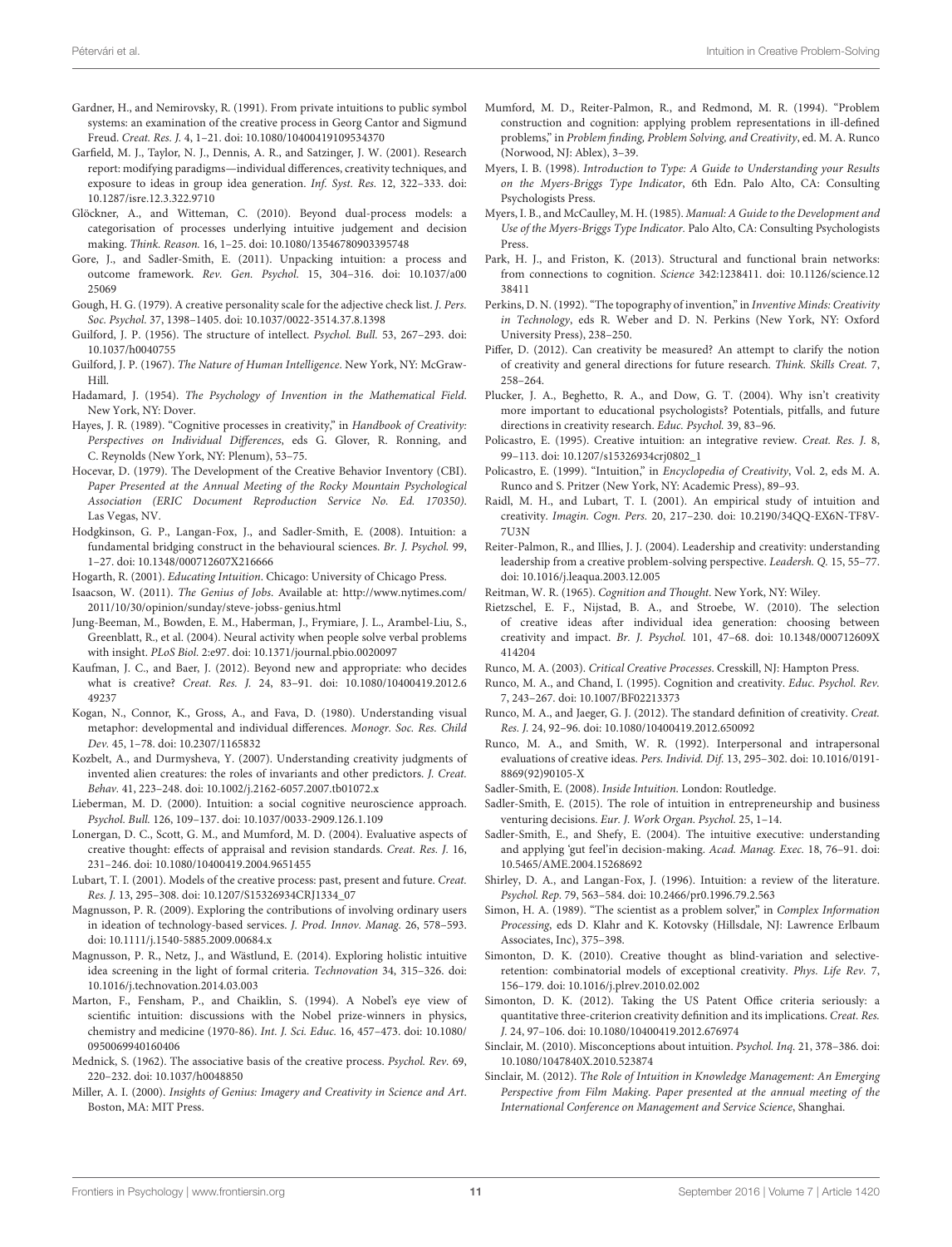Gardner, H., and Nemirovsky, R. (1991). From private intuitions to public symbol systems: an examination of the creative process in Georg Cantor and Sigmund Freud. *Creat. Res. J.* 4, 1–21. doi: 10.1080/10400419109534370

Garfield, M. J., Taylor, N. J., Dennis, A. R., and Satzinger, J. W. (2001). Research report: modifying paradigms—individual differences, creativity techniques, and exposure to ideas in group idea generation. *Inf. Syst. Res.* 12, 322–333. doi: 10.1287/isre.12.3.322.9710

Glöckner, A., and Witteman, C. (2010). Beyond dual-process models: a categorisation of processes underlying intuitive judgement and decision making. *Think. Reason.* 16, 1–25. doi: 10.1080/13546780903395748

Gore, J., and Sadler-Smith, E. (2011). Unpacking intuition: a process and outcome framework. *Rev. Gen. Psychol.* 15, 304–316. doi: 10.1037/a0025069

Gough, H. G. (1979). A creative personality scale for the adjective check list. *J. Pers. Soc. Psychol.* 37, 1398–1405. doi: 10.1037/0022-3514.37.8.1398

Guilford, J. P. (1956). The structure of intellect. *Psychol. Bull.* 53, 267–293. doi: 10.1037/h0040755

Guilford, J. P. (1967). *The Nature of Human Intelligence*. New York, NY: McGraw-Hill.

Hadamard, J. (1954). *The Psychology of Invention in the Mathematical Field*. New York, NY: Dover.

Hayes, J. R. (1989). "Cognitive processes in creativity," in *Handbook of Creativity: Perspectives on Individual Differences*, eds G. Glover, R. Ronning, and C. Reynolds (New York, NY: Plenum), 53–75.

Hocevar, D. (1979). The Development of the Creative Behavior Inventory (CBI). *Paper Presented at the Annual Meeting of the Rocky Mountain Psychological Association (ERIC Document Reproduction Service No. Ed. 170350)*. Las Vegas, NV.

Hodgkinson, G. P., Langan-Fox, J., and Sadler-Smith, E. (2008). Intuition: a fundamental bridging construct in the behavioural sciences. *Br. J. Psychol.* 99, 1–27. doi: 10.1348/000712607X216666

Hogarth, R. (2001). *Educating Intuition*. Chicago: University of Chicago Press.

Isaacson, W. (2011). *The Genius of Jobs*. Available at: http://www.nytimes.com/2011/10/30/opinion/sunday/steve-jobss-genius.html

Jung-Beeman, M., Bowden, E. M., Haberman, J., Frymiare, J. L., Arambel-Liu, S., Greenblatt, R., et al. (2004). Neural activity when people solve verbal problems with insight. *PLoS Biol.* 2:e97. doi: 10.1371/journal.pbio.0020097

Kaufman, J. C., and Baer, J. (2012). Beyond new and appropriate: who decides what is creative? *Creat. Res. J.* 24, 83–91. doi: 10.1080/10400419.2012.649237

Kogan, N., Connor, K., Gross, A., and Fava, D. (1980). Understanding visual metaphor: developmental and individual differences. *Monogr. Soc. Res. Child Dev.* 45, 1–78. doi: 10.2307/1165832

Kozbelt, A., and Durmysheva, Y. (2007). Understanding creativity judgments of invented alien creatures: the roles of invariants and other predictors. *J. Creat. Behav.* 41, 223–248. doi: 10.1002/j.2162-6057.2007.tb01072.x

Lieberman, M. D. (2000). Intuition: a social cognitive neuroscience approach. *Psychol. Bull.* 126, 109–137. doi: 10.1037/0033-2909.126.1.109

Lonergan, D. C., Scott, G. M., and Mumford, M. D. (2004). Evaluative aspects of creative thought: effects of appraisal and revision standards. *Creat. Res. J.* 16, 231–246. doi: 10.1080/10400419.2004.9651455

Lubart, T. I. (2001). Models of the creative process: past, present and future. *Creat. Res. J.* 13, 295–308. doi: 10.1207/S15326934CRJ1334_07

Magnusson, P. R. (2009). Exploring the contributions of involving ordinary users in ideation of technology-based services. *J. Prod. Innov. Manag.* 26, 578–593. doi: 10.1111/j.1540-5885.2009.00684.x

Magnusson, P. R., Netz, J., and Wästlund, E. (2014). Exploring holistic intuitive idea screening in the light of formal criteria. *Technovation* 34, 315–326. doi: 10.1016/j.technovation.2014.03.003

Marton, F., Fensham, P., and Chaiklin, S. (1994). A Nobel's eye view of scientific intuition: discussions with the Nobel prize-winners in physics, chemistry and medicine (1970-86). *Int. J. Sci. Educ.* 16, 457–473. doi: 10.1080/0950069940160406

Mednick, S. (1962). The associative basis of the creative process. *Psychol. Rev.* 69, 220–232. doi: 10.1037/h0048850

Miller, A. I. (2000). *Insights of Genius: Imagery and Creativity in Science and Art*. Boston, MA: MIT Press.

Mumford, M. D., Reiter-Palmon, R., and Redmond, M. R. (1994). "Problem construction and cognition: applying problem representations in ill-defined problems," in *Problem finding, Problem Solving, and Creativity*, ed. M. A. Runco (Norwood, NJ: Ablex), 3–39.

Myers, I. B. (1998). *Introduction to Type: A Guide to Understanding your Results on the Myers-Briggs Type Indicator*, 6th Edn. Palo Alto, CA: Consulting Psychologists Press.

Myers, I. B., and McCaulley, M. H. (1985). *Manual: A Guide to the Development and Use of the Myers-Briggs Type Indicator*. Palo Alto, CA: Consulting Psychologists Press.

Park, H. J., and Friston, K. (2013). Structural and functional brain networks: from connections to cognition. *Science* 342:1238411. doi: 10.1126/science.1238411

Perkins, D. N. (1992). "The topography of invention," in *Inventive Minds: Creativity in Technology*, eds R. Weber and D. N. Perkins (New York, NY: Oxford University Press), 238–250.

Piffer, D. (2012). Can creativity be measured? An attempt to clarify the notion of creativity and general directions for future research. *Think. Skills Creat.* 7, 258–264.

Plucker, J. A., Beghetto, R. A., and Dow, G. T. (2004). Why isn't creativity more important to educational psychologists? Potentials, pitfalls, and future directions in creativity research. *Educ. Psychol.* 39, 83–96.

Policastro, E. (1995). Creative intuition: an integrative review. *Creat. Res. J.* 8, 99–113. doi: 10.1207/s15326934crj0802_1

Policastro, E. (1999). "Intuition," in *Encyclopedia of Creativity*, Vol. 2, eds M. A. Runco and S. Pritzer (New York, NY: Academic Press), 89–93.

Raidl, M. H., and Lubart, T. I. (2001). An empirical study of intuition and creativity. *Imagin. Cogn. Pers.* 20, 217–230. doi: 10.2190/34QQ-EX6N-TF8V-7U3N

Reiter-Palmon, R., and Illies, J. J. (2004). Leadership and creativity: understanding leadership from a creative problem-solving perspective. *Leadersh. Q.* 15, 55–77. doi: 10.1016/j.leaqua.2003.12.005

Reitman, W. R. (1965). *Cognition and Thought*. New York, NY: Wiley.

Rietzschel, E. F., Nijstad, B. A., and Stroebe, W. (2010). The selection of creative ideas after individual idea generation: choosing between creativity and impact. *Br. J. Psychol.* 101, 47–68. doi: 10.1348/000712609X414204

Runco, M. A. (2003). *Critical Creative Processes*. Cresskill, NJ: Hampton Press.

Runco, M. A., and Chand, I. (1995). Cognition and creativity. *Educ. Psychol. Rev.* 7, 243–267. doi: 10.1007/BF02213373

Runco, M. A., and Jaeger, G. J. (2012). The standard definition of creativity. *Creat. Res. J.* 24, 92–96. doi: 10.1080/10400419.2012.650092

Runco, M. A., and Smith, W. R. (1992). Interpersonal and intrapersonal evaluations of creative ideas. *Pers. Individ. Dif.* 13, 295–302. doi: 10.1016/0191-8869(92)90105-X

Sadler-Smith, E. (2008). *Inside Intuition*. London: Routledge.

Sadler-Smith, E. (2015). The role of intuition in entrepreneurship and business venturing decisions. *Eur. J. Work Organ. Psychol.* 25, 1–14.

Sadler-Smith, E., and Shefy, E. (2004). The intuitive executive: understanding and applying 'gut feel'in decision-making. *Acad. Manag. Exec.* 18, 76–91. doi: 10.5465/AME.2004.15268692

Shirley, D. A., and Langan-Fox, J. (1996). Intuition: a review of the literature. *Psychol. Rep.* 79, 563–584. doi: 10.2466/pr0.1996.79.2.563

Simon, H. A. (1989). "The scientist as a problem solver," in *Complex Information Processing*, eds D. Klahr and K. Kotovsky (Hillsdale, NJ: Lawrence Erlbaum Associates, Inc), 375–398.

Simonton, D. K. (2010). Creative thought as blind-variation and selective-retention: combinatorial models of exceptional creativity. *Phys. Life Rev.* 7, 156–179. doi: 10.1016/j.plrev.2010.02.002

Simonton, D. K. (2012). Taking the US Patent Office criteria seriously: a quantitative three-criterion creativity definition and its implications. *Creat. Res. J.* 24, 97–106. doi: 10.1080/10400419.2012.676974

Sinclair, M. (2010). Misconceptions about intuition. *Psychol. Inq.* 21, 378–386. doi: 10.1080/1047840X.2010.523874

Sinclair, M. (2012). *The Role of Intuition in Knowledge Management: An Emerging Perspective from Film Making. Paper presented at the annual meeting of the International Conference on Management and Service Science*, Shanghai.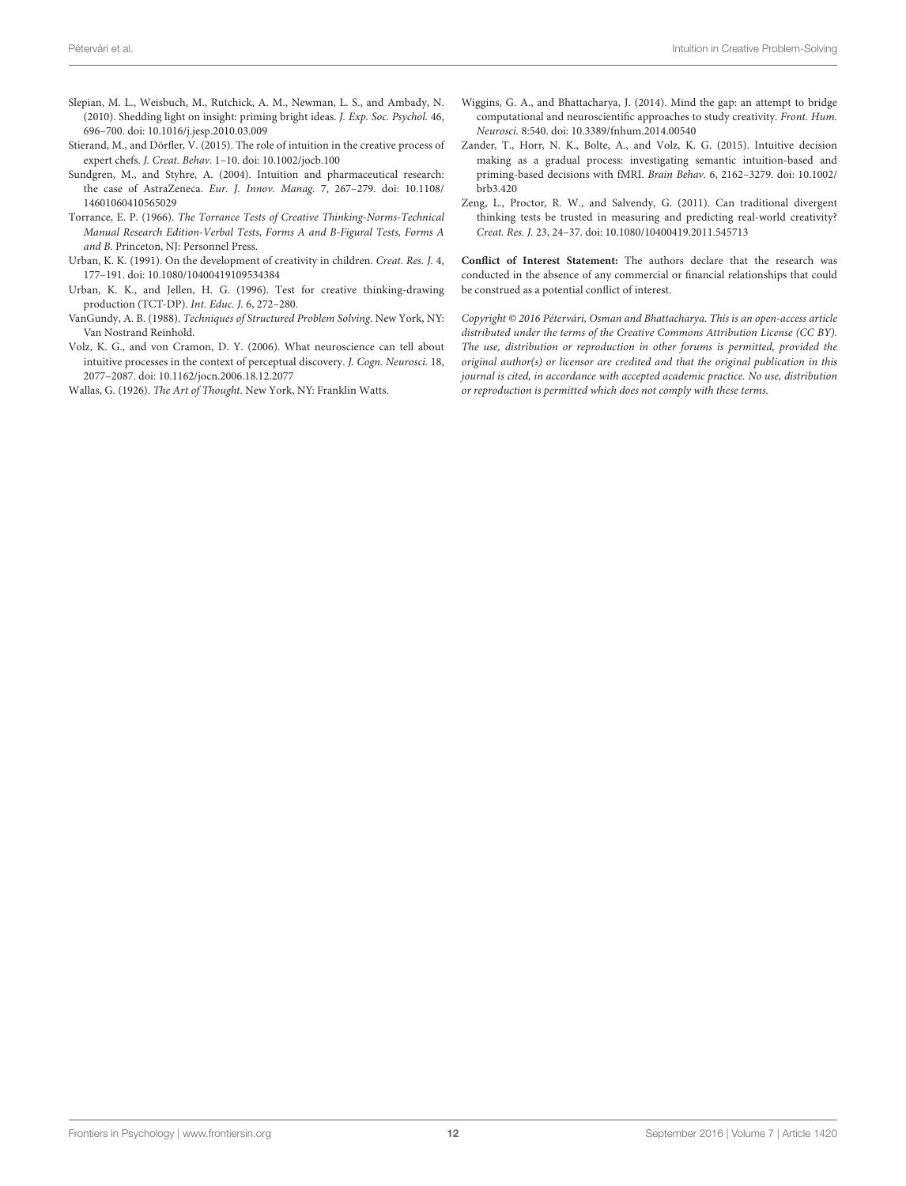Slepian, M. L., Weisbuch, M., Rutchick, A. M., Newman, L. S., and Ambady, N. (2010). Shedding light on insight: priming bright ideas. *J. Exp. Soc. Psychol.* 46, 696–700. doi: 10.1016/j.jesp.2010.03.009

Stierand, M., and Dörfler, V. (2015). The role of intuition in the creative process of expert chefs. *J. Creat. Behav.* 1–10. doi: 10.1002/jocb.100

Sundgren, M., and Styhre, A. (2004). Intuition and pharmaceutical research: the case of AstraZeneca. *Eur. J. Innov. Manag.* 7, 267–279. doi: 10.1108/14601060410565029

Torrance, E. P. (1966). *The Torrance Tests of Creative Thinking-Norms-Technical Manual Research Edition-Verbal Tests, Forms A and B-Figural Tests, Forms A and B*. Princeton, NJ: Personnel Press.

Urban, K. K. (1991). On the development of creativity in children. *Creat. Res. J.* 4, 177–191. doi: 10.1080/10400419109534384

Urban, K. K., and Jellen, H. G. (1996). Test for creative thinking-drawing production (TCT-DP). *Int. Educ. J.* 6, 272–280.

VanGundy, A. B. (1988). *Techniques of Structured Problem Solving*. New York, NY: Van Nostrand Reinhold.

Volz, K. G., and von Cramon, D. Y. (2006). What neuroscience can tell about intuitive processes in the context of perceptual discovery. *J. Cogn. Neurosci.* 18, 2077–2087. doi: 10.1162/jocn.2006.18.12.2077

Wallas, G. (1926). *The Art of Thought*. New York, NY: Franklin Watts.

Wiggins, G. A., and Bhattacharya, J. (2014). Mind the gap: an attempt to bridge computational and neuroscientific approaches to study creativity. *Front. Hum. Neurosci.* 8:540. doi: 10.3389/fnhum.2014.00540

Zander, T., Horr, N. K., Bolte, A., and Volz, K. G. (2015). Intuitive decision making as a gradual process: investigating semantic intuition-based and priming-based decisions with fMRI. *Brain Behav.* 6, 2162–3279. doi: 10.1002/brb3.420

Zeng, L., Proctor, R. W., and Salvendy, G. (2011). Can traditional divergent thinking tests be trusted in measuring and predicting real-world creativity? *Creat. Res. J.* 23, 24–37. doi: 10.1080/10400419.2011.545713

**Conflict of Interest Statement:** The authors declare that the research was conducted in the absence of any commercial or financial relationships that could be construed as a potential conflict of interest.

*Copyright © 2016 Pétervári, Osman and Bhattacharya. This is an open-access article distributed under the terms of the Creative Commons Attribution License (CC BY). The use, distribution or reproduction in other forums is permitted, provided the original author(s) or licensor are credited and that the original publication in this journal is cited, in accordance with accepted academic practice. No use, distribution or reproduction is permitted which does not comply with these terms.*